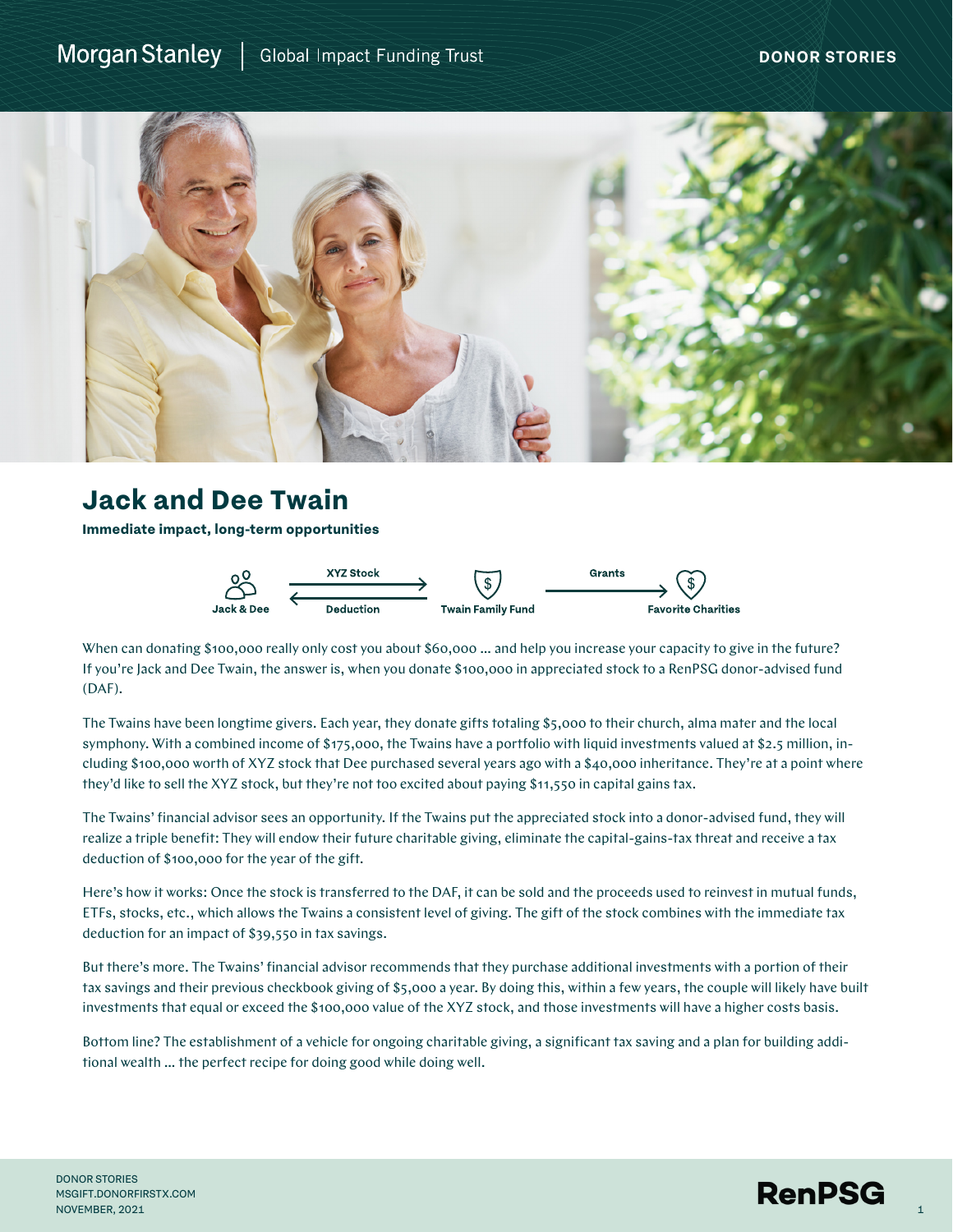Morgan Stanley | Global Impact Funding Trust

**DONOR STORIES**

# Jack and Dee Twain

**Immediate impact, long-term opportunities**

Jack & Dee → XYZ Stock → Twain Family Fund → Grants → Favorite Charities

Twain Family Fund → Deduction → Jack & Dee

When can donating $100,000 really only cost you about $60,000 ... and help you increase your capacity to give in the future? If you're Jack and Dee Twain, the answer is, when you donate $100,000 in appreciated stock to a RenPSG donor-advised fund (DAF).

The Twains have been longtime givers. Each year, they donate gifts totaling $5,000 to their church, alma mater and the local symphony. With a combined income of $175,000, the Twains have a portfolio with liquid investments valued at $2.5 million, including $100,000 worth of XYZ stock that Dee purchased several years ago with a $40,000 inheritance. They're at a point where they'd like to sell the XYZ stock, but they're not too excited about paying $11,550 in capital gains tax.

The Twains' financial advisor sees an opportunity. If the Twains put the appreciated stock into a donor-advised fund, they will realize a triple benefit: They will endow their future charitable giving, eliminate the capital-gains-tax threat and receive a tax deduction of $100,000 for the year of the gift.

Here's how it works: Once the stock is transferred to the DAF, it can be sold and the proceeds used to reinvest in mutual funds, ETFs, stocks, etc., which allows the Twains a consistent level of giving. The gift of the stock combines with the immediate tax deduction for an impact of $39,550 in tax savings.

But there's more. The Twains' financial advisor recommends that they purchase additional investments with a portion of their tax savings and their previous checkbook giving of $5,000 a year. By doing this, within a few years, the couple will likely have built investments that equal or exceed the $100,000 value of the XYZ stock, and those investments will have a higher costs basis.

Bottom line? The establishment of a vehicle for ongoing charitable giving, a significant tax saving and a plan for building additional wealth ... the perfect recipe for doing good while doing well.

DONOR STORIES
MSGIFT.DONORFIRSTX.COM
NOVEMBER, 2021

RenPSG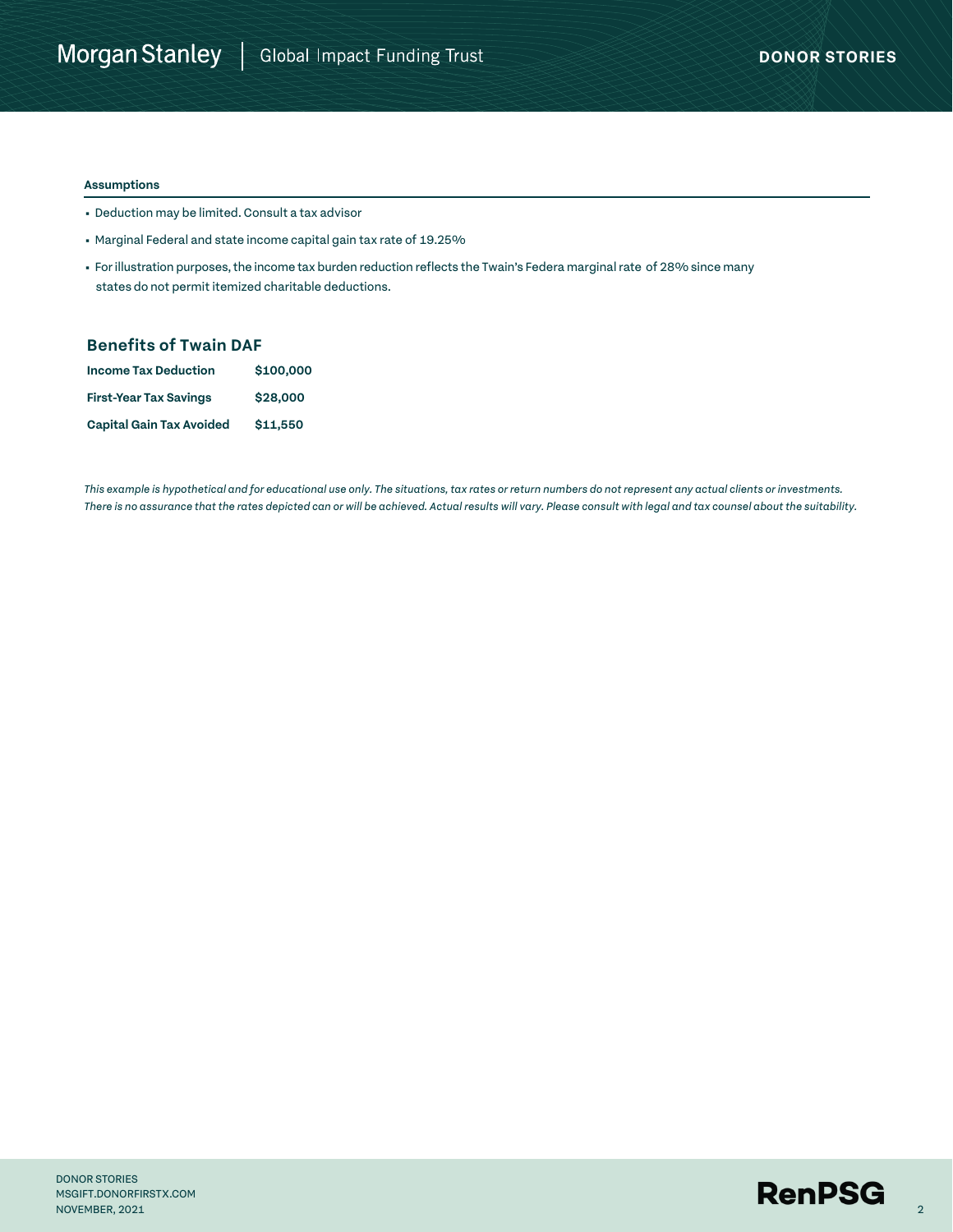**Assumptions**

- Deduction may be limited. Consult a tax advisor
- Marginal Federal and state income capital gain tax rate of 19.25%
- For illustration purposes, the income tax burden reduction reflects the Twain's Federa marginal rate of 28% since many states do not permit itemized charitable deductions.

## Benefits of Twain DAF

| | |
|---|---|
| **Income Tax Deduction** | **$100,000** |
| **First-Year Tax Savings** | **$28,000** |
| **Capital Gain Tax Avoided** | **$11,550** |

*This example is hypothetical and for educational use only. The situations, tax rates or return numbers do not represent any actual clients or investments. There is no assurance that the rates depicted can or will be achieved. Actual results will vary. Please consult with legal and tax counsel about the suitability.*